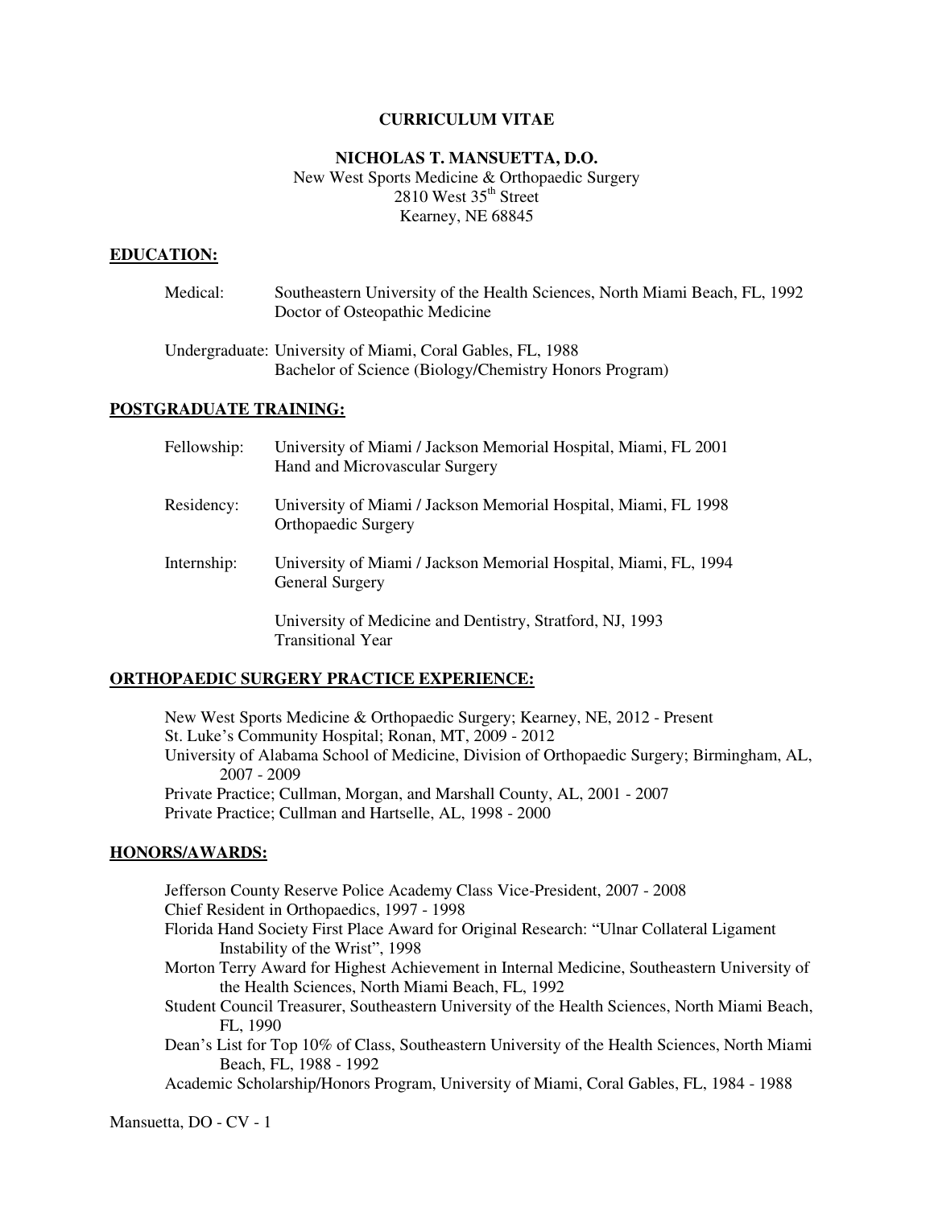# CURRICULUM VITAE

## NICHOLAS T. MANSUETTA, D.O.

New West Sports Medicine & Orthopaedic Surgery
2810 West 35th Street
Kearney, NE 68845

## EDUCATION:

Medical: Southeastern University of the Health Sciences, North Miami Beach, FL, 1992
Doctor of Osteopathic Medicine

Undergraduate: University of Miami, Coral Gables, FL, 1988
Bachelor of Science (Biology/Chemistry Honors Program)

## POSTGRADUATE TRAINING:

Fellowship: University of Miami / Jackson Memorial Hospital, Miami, FL 2001
Hand and Microvascular Surgery

Residency: University of Miami / Jackson Memorial Hospital, Miami, FL 1998
Orthopaedic Surgery

Internship: University of Miami / Jackson Memorial Hospital, Miami, FL, 1994
General Surgery

University of Medicine and Dentistry, Stratford, NJ, 1993
Transitional Year

## ORTHOPAEDIC SURGERY PRACTICE EXPERIENCE:

New West Sports Medicine & Orthopaedic Surgery; Kearney, NE, 2012 - Present
St. Luke's Community Hospital; Ronan, MT, 2009 - 2012
University of Alabama School of Medicine, Division of Orthopaedic Surgery; Birmingham, AL, 2007 - 2009
Private Practice; Cullman, Morgan, and Marshall County, AL, 2001 - 2007
Private Practice; Cullman and Hartselle, AL, 1998 - 2000

## HONORS/AWARDS:

Jefferson County Reserve Police Academy Class Vice-President, 2007 - 2008
Chief Resident in Orthopaedics, 1997 - 1998
Florida Hand Society First Place Award for Original Research: "Ulnar Collateral Ligament Instability of the Wrist", 1998
Morton Terry Award for Highest Achievement in Internal Medicine, Southeastern University of the Health Sciences, North Miami Beach, FL, 1992
Student Council Treasurer, Southeastern University of the Health Sciences, North Miami Beach, FL, 1990
Dean's List for Top 10% of Class, Southeastern University of the Health Sciences, North Miami Beach, FL, 1988 - 1992
Academic Scholarship/Honors Program, University of Miami, Coral Gables, FL, 1984 - 1988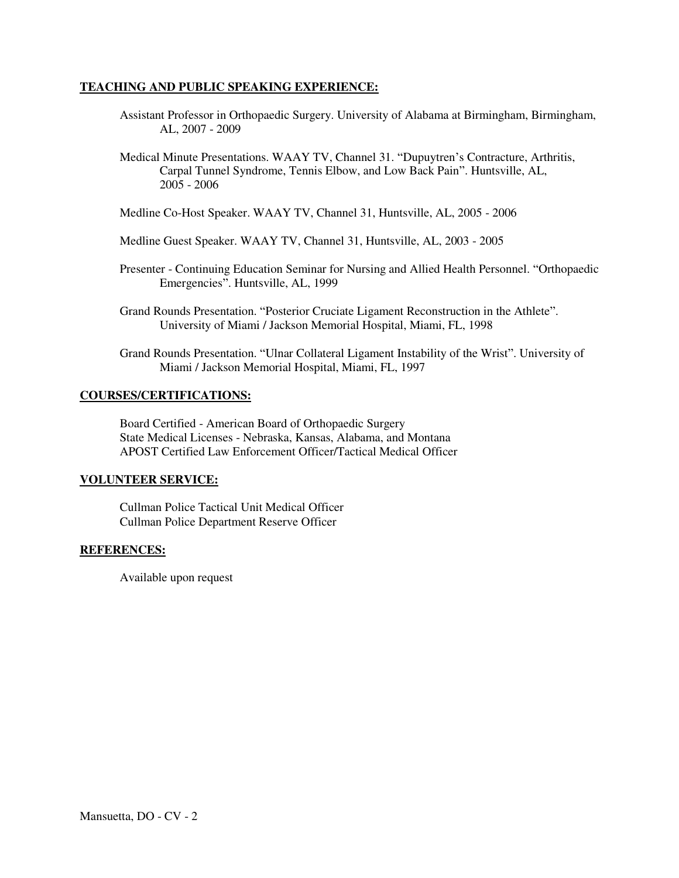## TEACHING AND PUBLIC SPEAKING EXPERIENCE:

Assistant Professor in Orthopaedic Surgery. University of Alabama at Birmingham, Birmingham, AL, 2007 - 2009

Medical Minute Presentations. WAAY TV, Channel 31. "Dupuytren's Contracture, Arthritis, Carpal Tunnel Syndrome, Tennis Elbow, and Low Back Pain". Huntsville, AL, 2005 - 2006

Medline Co-Host Speaker. WAAY TV, Channel 31, Huntsville, AL, 2005 - 2006

Medline Guest Speaker. WAAY TV, Channel 31, Huntsville, AL, 2003 - 2005

Presenter - Continuing Education Seminar for Nursing and Allied Health Personnel. "Orthopaedic Emergencies". Huntsville, AL, 1999

Grand Rounds Presentation. "Posterior Cruciate Ligament Reconstruction in the Athlete". University of Miami / Jackson Memorial Hospital, Miami, FL, 1998

Grand Rounds Presentation. "Ulnar Collateral Ligament Instability of the Wrist". University of Miami / Jackson Memorial Hospital, Miami, FL, 1997

## COURSES/CERTIFICATIONS:

Board Certified - American Board of Orthopaedic Surgery
State Medical Licenses - Nebraska, Kansas, Alabama, and Montana
APOST Certified Law Enforcement Officer/Tactical Medical Officer

## VOLUNTEER SERVICE:

Cullman Police Tactical Unit Medical Officer
Cullman Police Department Reserve Officer

## REFERENCES:

Available upon request